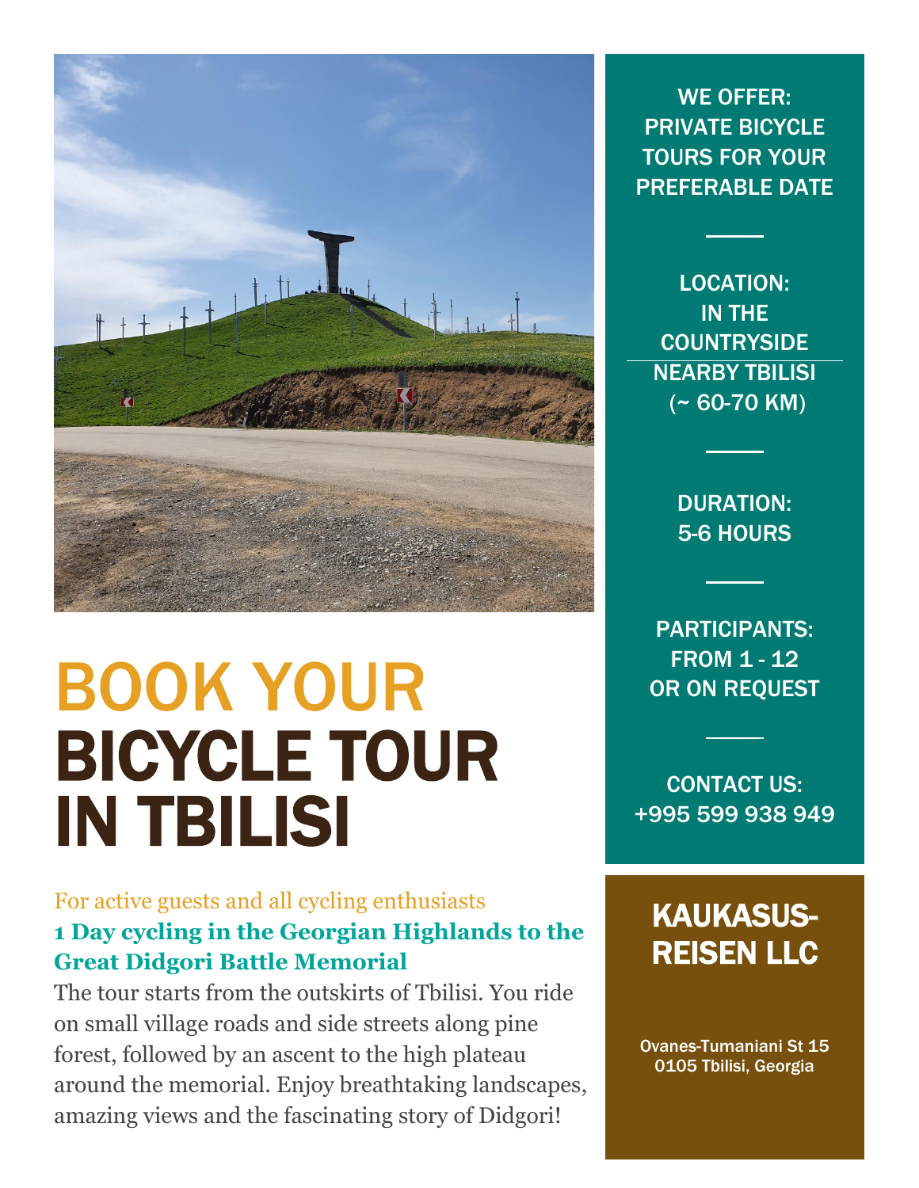# BOOK YOUR BICYCLE TOUR IN TBILISI

For active guests and all cycling enthusiasts

**1 Day cycling in the Georgian Highlands to the Great Didgori Battle Memorial**

The tour starts from the outskirts of Tbilisi. You ride on small village roads and side streets along pine forest, followed by an ascent to the high plateau around the memorial. Enjoy breathtaking landscapes, amazing views and the fascinating story of Didgori!

WE OFFER:
PRIVATE BICYCLE TOURS FOR YOUR PREFERABLE DATE

LOCATION:
IN THE COUNTRYSIDE NEARBY TBILISI
(~ 60-70 KM)

DURATION:
5-6 HOURS

PARTICIPANTS:
FROM 1 - 12
OR ON REQUEST

CONTACT US:
+995 599 938 949

## KAUKASUS-REISEN LLC

Ovanes-Tumaniani St 15
0105 Tbilisi, Georgia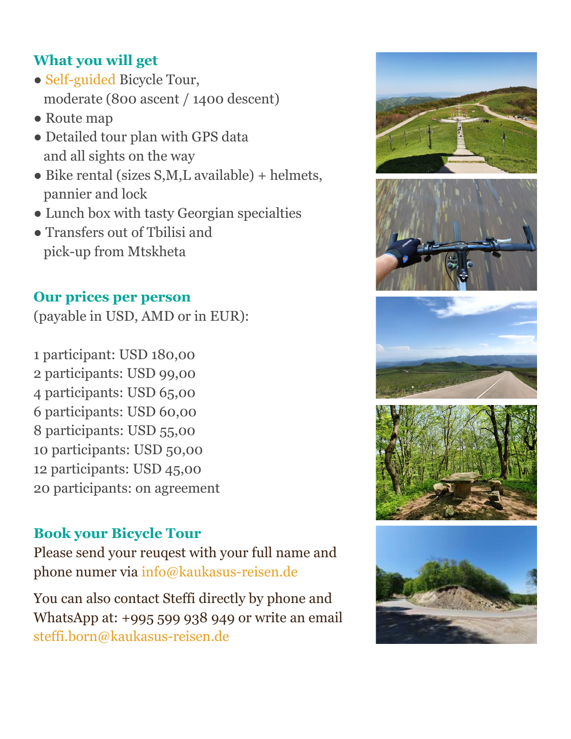## What you will get

- Self-guided Bicycle Tour, moderate (800 ascent / 1400 descent)
- Route map
- Detailed tour plan with GPS data and all sights on the way
- Bike rental (sizes S,M,L available) + helmets, pannier and lock
- Lunch box with tasty Georgian specialties
- Transfers out of Tbilisi and pick-up from Mtskheta

## Our prices per person

(payable in USD, AMD or in EUR):

1 participant: USD 180,00  
2 participants: USD 99,00  
4 participants: USD 65,00  
6 participants: USD 60,00  
8 participants: USD 55,00  
10 participants: USD 50,00  
12 participants: USD 45,00  
20 participants: on agreement

## Book your Bicycle Tour

Please send your reuqest with your full name and phone numer via info@kaukasus-reisen.de

You can also contact Steffi directly by phone and WhatsApp at: +995 599 938 949 or write an email steffi.born@kaukasus-reisen.de